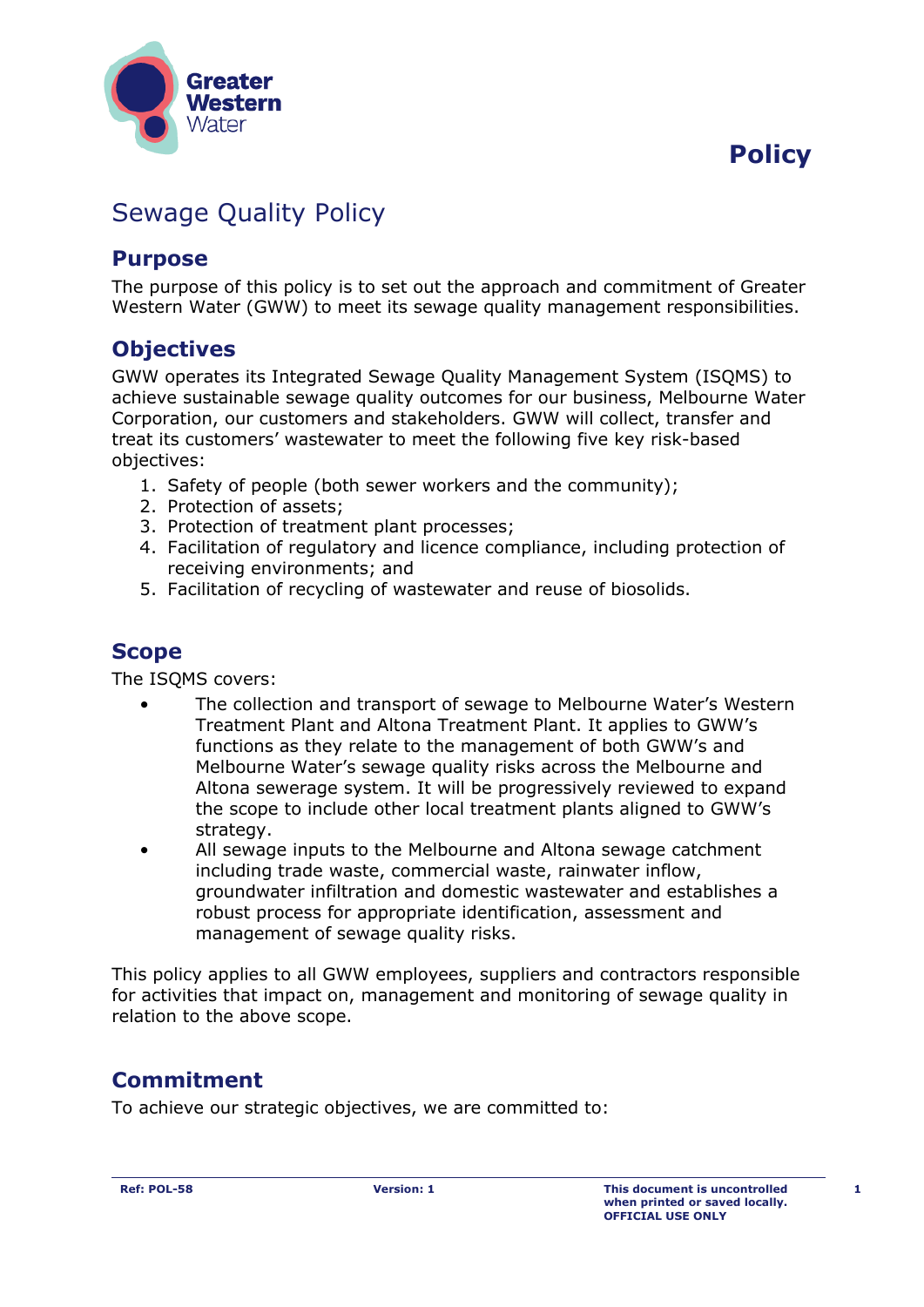Greater Western Water

**Policy**

# Sewage Quality Policy

## Purpose

The purpose of this policy is to set out the approach and commitment of Greater Western Water (GWW) to meet its sewage quality management responsibilities.

## Objectives

GWW operates its Integrated Sewage Quality Management System (ISQMS) to achieve sustainable sewage quality outcomes for our business, Melbourne Water Corporation, our customers and stakeholders. GWW will collect, transfer and treat its customers' wastewater to meet the following five key risk-based objectives:

1. Safety of people (both sewer workers and the community);
2. Protection of assets;
3. Protection of treatment plant processes;
4. Facilitation of regulatory and licence compliance, including protection of receiving environments; and
5. Facilitation of recycling of wastewater and reuse of biosolids.

## Scope

The ISQMS covers:

- The collection and transport of sewage to Melbourne Water's Western Treatment Plant and Altona Treatment Plant. It applies to GWW's functions as they relate to the management of both GWW's and Melbourne Water's sewage quality risks across the Melbourne and Altona sewerage system. It will be progressively reviewed to expand the scope to include other local treatment plants aligned to GWW's strategy.
- All sewage inputs to the Melbourne and Altona sewage catchment including trade waste, commercial waste, rainwater inflow, groundwater infiltration and domestic wastewater and establishes a robust process for appropriate identification, assessment and management of sewage quality risks.

This policy applies to all GWW employees, suppliers and contractors responsible for activities that impact on, management and monitoring of sewage quality in relation to the above scope.

## Commitment

To achieve our strategic objectives, we are committed to: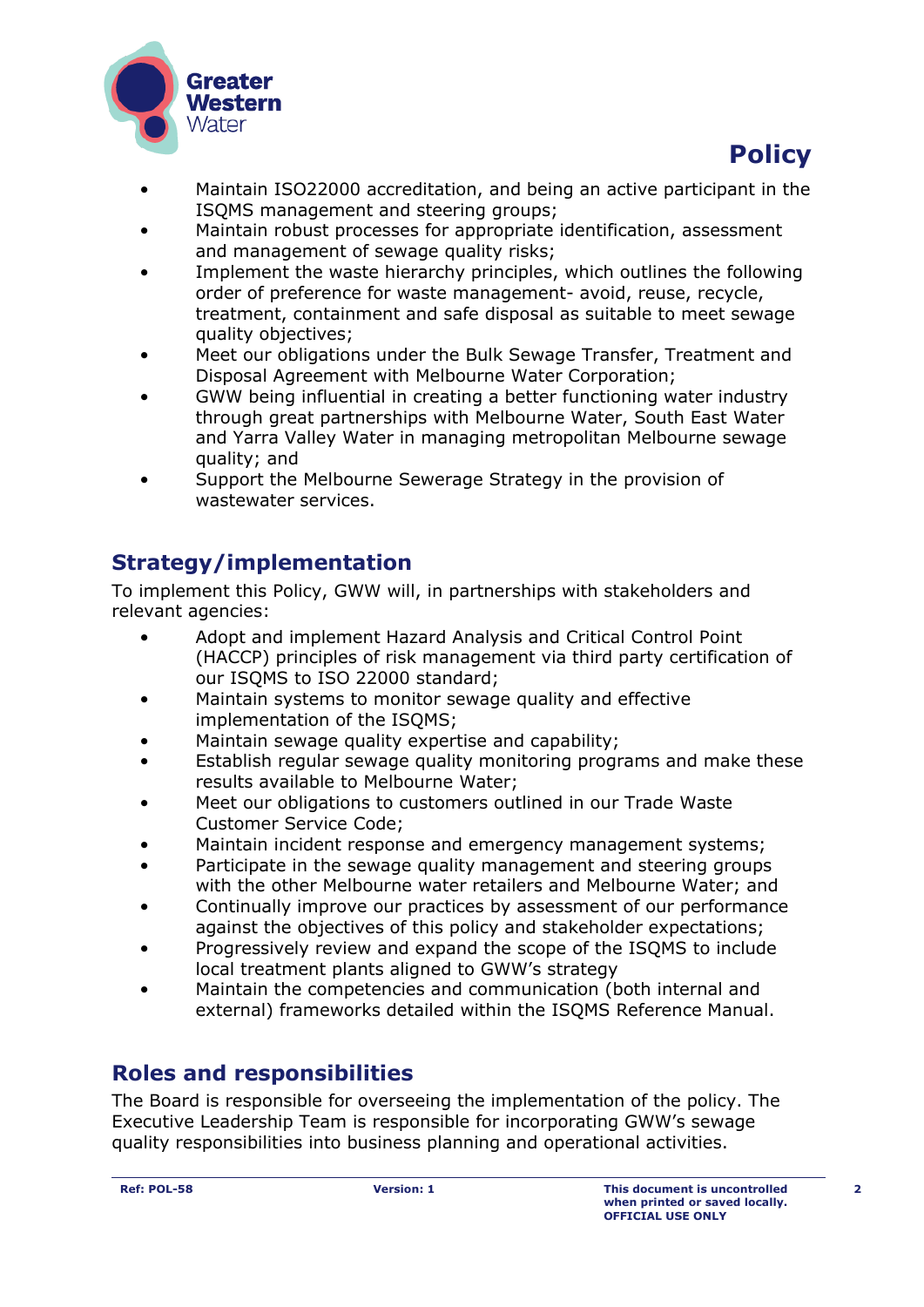- Maintain ISO22000 accreditation, and being an active participant in the ISQMS management and steering groups;
- Maintain robust processes for appropriate identification, assessment and management of sewage quality risks;
- Implement the waste hierarchy principles, which outlines the following order of preference for waste management- avoid, reuse, recycle, treatment, containment and safe disposal as suitable to meet sewage quality objectives;
- Meet our obligations under the Bulk Sewage Transfer, Treatment and Disposal Agreement with Melbourne Water Corporation;
- GWW being influential in creating a better functioning water industry through great partnerships with Melbourne Water, South East Water and Yarra Valley Water in managing metropolitan Melbourne sewage quality; and
- Support the Melbourne Sewerage Strategy in the provision of wastewater services.

## Strategy/implementation

To implement this Policy, GWW will, in partnerships with stakeholders and relevant agencies:

- Adopt and implement Hazard Analysis and Critical Control Point (HACCP) principles of risk management via third party certification of our ISQMS to ISO 22000 standard;
- Maintain systems to monitor sewage quality and effective implementation of the ISQMS;
- Maintain sewage quality expertise and capability;
- Establish regular sewage quality monitoring programs and make these results available to Melbourne Water;
- Meet our obligations to customers outlined in our Trade Waste Customer Service Code;
- Maintain incident response and emergency management systems;
- Participate in the sewage quality management and steering groups with the other Melbourne water retailers and Melbourne Water; and
- Continually improve our practices by assessment of our performance against the objectives of this policy and stakeholder expectations;
- Progressively review and expand the scope of the ISQMS to include local treatment plants aligned to GWW's strategy
- Maintain the competencies and communication (both internal and external) frameworks detailed within the ISQMS Reference Manual.

## Roles and responsibilities

The Board is responsible for overseeing the implementation of the policy. The Executive Leadership Team is responsible for incorporating GWW's sewage quality responsibilities into business planning and operational activities.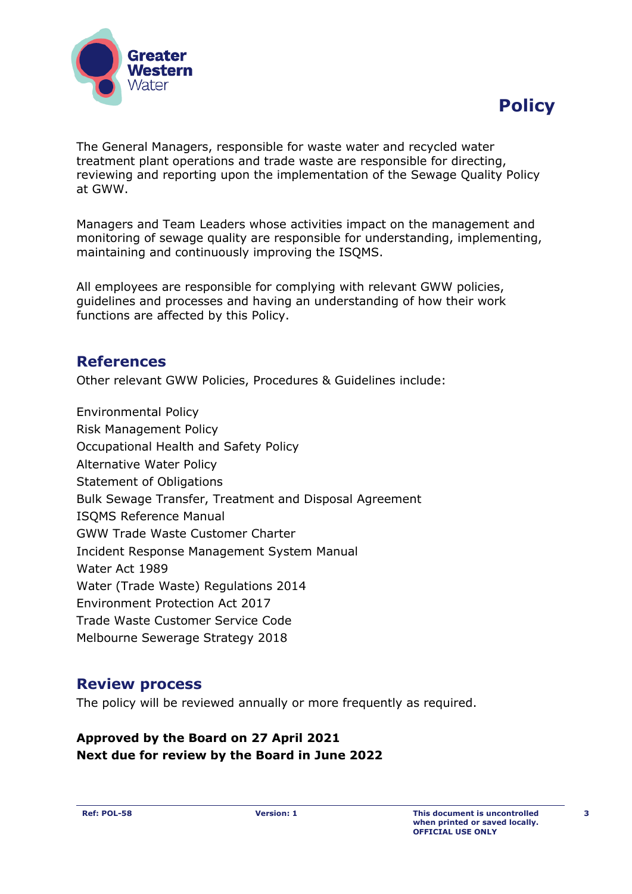The General Managers, responsible for waste water and recycled water treatment plant operations and trade waste are responsible for directing, reviewing and reporting upon the implementation of the Sewage Quality Policy at GWW.

Managers and Team Leaders whose activities impact on the management and monitoring of sewage quality are responsible for understanding, implementing, maintaining and continuously improving the ISQMS.

All employees are responsible for complying with relevant GWW policies, guidelines and processes and having an understanding of how their work functions are affected by this Policy.

## References

Other relevant GWW Policies, Procedures & Guidelines include:

Environmental Policy
Risk Management Policy
Occupational Health and Safety Policy
Alternative Water Policy
Statement of Obligations
Bulk Sewage Transfer, Treatment and Disposal Agreement
ISQMS Reference Manual
GWW Trade Waste Customer Charter
Incident Response Management System Manual
Water Act 1989
Water (Trade Waste) Regulations 2014
Environment Protection Act 2017
Trade Waste Customer Service Code
Melbourne Sewerage Strategy 2018

## Review process

The policy will be reviewed annually or more frequently as required.

**Approved by the Board on 27 April 2021**
**Next due for review by the Board in June 2022**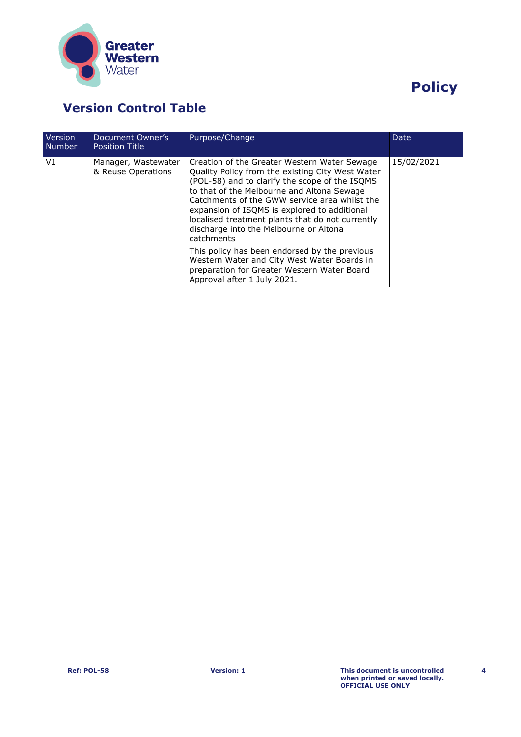# Policy

## Version Control Table

| Version Number | Document Owner's Position Title | Purpose/Change | Date |
|---|---|---|---|
| V1 | Manager, Wastewater & Reuse Operations | Creation of the Greater Western Water Sewage Quality Policy from the existing City West Water (POL-58) and to clarify the scope of the ISQMS to that of the Melbourne and Altona Sewage Catchments of the GWW service area whilst the expansion of ISQMS is explored to additional localised treatment plants that do not currently discharge into the Melbourne or Altona catchments<br><br>This policy has been endorsed by the previous Western Water and City West Water Boards in preparation for Greater Western Water Board Approval after 1 July 2021. | 15/02/2021 |